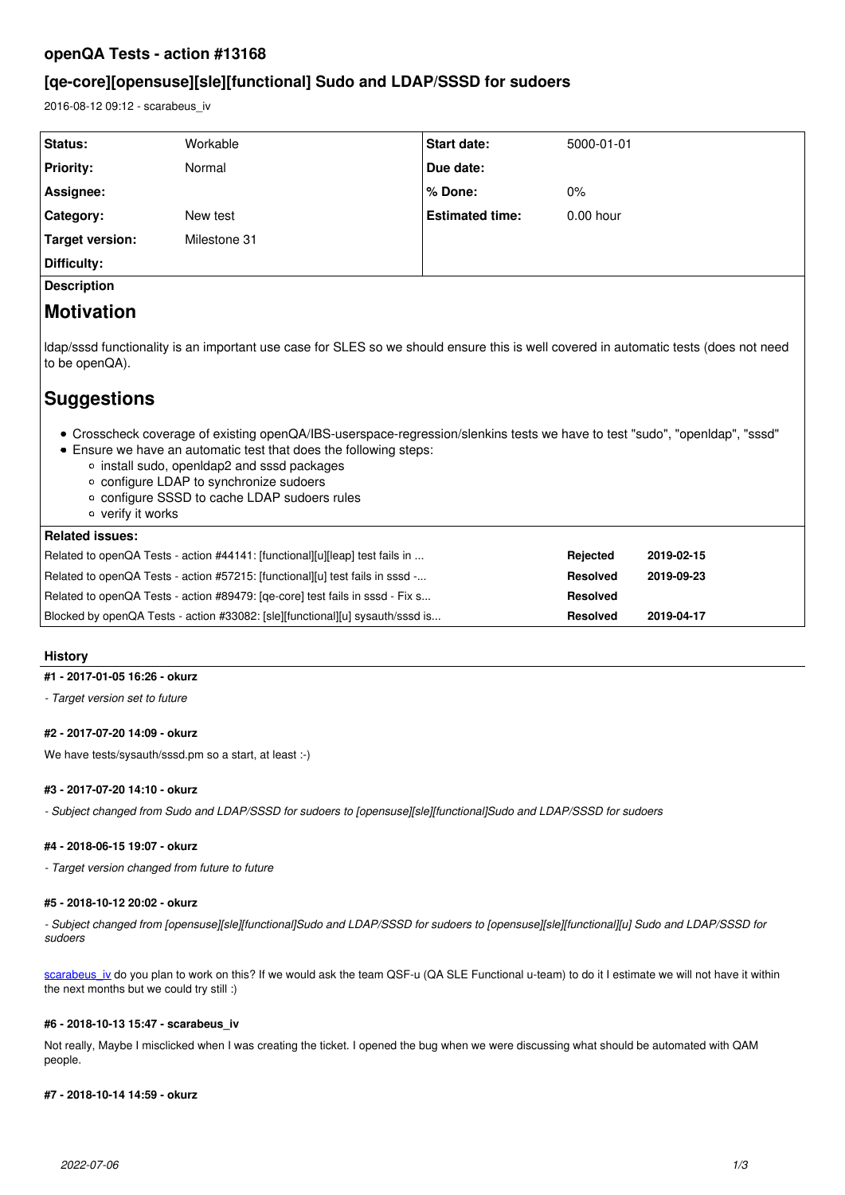# openQA Tests - action #13168

## [qe-core][opensuse][sle][functional] Sudo and LDAP/SSSD for sudoers

2016-08-12 09:12 - scarabeus_iv

| | | | |
|---|---|---|---|
| **Status:** | Workable | **Start date:** | 5000-01-01 |
| **Priority:** | Normal | **Due date:** | |
| **Assignee:** | | **% Done:** | 0% |
| **Category:** | New test | **Estimated time:** | 0.00 hour |
| **Target version:** | Milestone 31 | | |
| **Difficulty:** | | | |

**Description**

# Motivation

ldap/sssd functionality is an important use case for SLES so we should ensure this is well covered in automatic tests (does not need to be openQA).

# Suggestions

- Crosscheck coverage of existing openQA/IBS-userspace-regression/slenkins tests we have to test "sudo", "openldap", "sssd"
- Ensure we have an automatic test that does the following steps:
  - install sudo, openldap2 and sssd packages
  - configure LDAP to synchronize sudoers
  - configure SSSD to cache LDAP sudoers rules
  - verify it works

**Related issues:**

| | | |
|---|---|---|
| Related to openQA Tests - action #44141: [functional][u][leap] test fails in ... | **Rejected** | **2019-02-15** |
| Related to openQA Tests - action #57215: [functional][u] test fails in sssd -... | **Resolved** | **2019-09-23** |
| Related to openQA Tests - action #89479: [qe-core] test fails in sssd - Fix s... | **Resolved** | |
| Blocked by openQA Tests - action #33082: [sle][functional][u] sysauth/sssd is... | **Resolved** | **2019-04-17** |

## History

#### #1 - 2017-01-05 16:26 - okurz

*- Target version set to future*

#### #2 - 2017-07-20 14:09 - okurz

We have tests/sysauth/sssd.pm so a start, at least :-)

#### #3 - 2017-07-20 14:10 - okurz

*- Subject changed from Sudo and LDAP/SSSD for sudoers to [opensuse][sle][functional]Sudo and LDAP/SSSD for sudoers*

#### #4 - 2018-06-15 19:07 - okurz

*- Target version changed from future to future*

#### #5 - 2018-10-12 20:02 - okurz

*- Subject changed from [opensuse][sle][functional]Sudo and LDAP/SSSD for sudoers to [opensuse][sle][functional][u] Sudo and LDAP/SSSD for sudoers*

scarabeus_iv do you plan to work on this? If we would ask the team QSF-u (QA SLE Functional u-team) to do it I estimate we will not have it within the next months but we could try still :)

#### #6 - 2018-10-13 15:47 - scarabeus_iv

Not really, Maybe I misclicked when I was creating the ticket. I opened the bug when we were discussing what should be automated with QAM people.

#### #7 - 2018-10-14 14:59 - okurz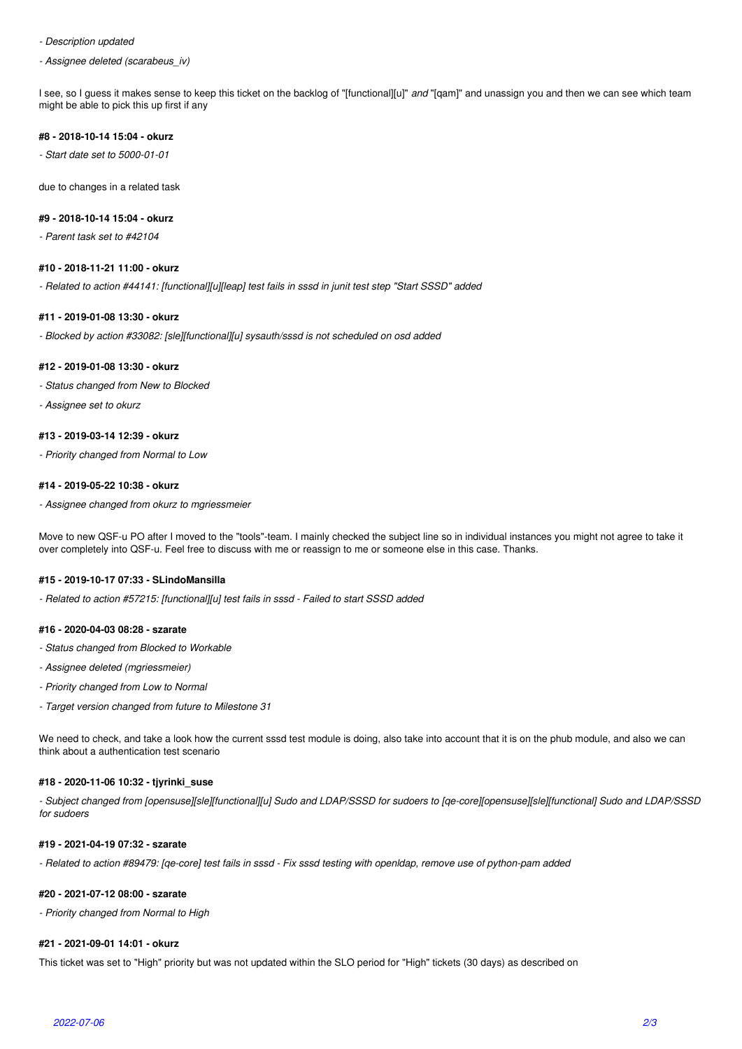*- Description updated*

*- Assignee deleted (scarabeus_iv)*

I see, so I guess it makes sense to keep this ticket on the backlog of "[functional][u]" *and* "[qam]" and unassign you and then we can see which team might be able to pick this up first if any

#### #8 - 2018-10-14 15:04 - okurz

*- Start date set to 5000-01-01*

due to changes in a related task

#### #9 - 2018-10-14 15:04 - okurz

*- Parent task set to #42104*

#### #10 - 2018-11-21 11:00 - okurz

*- Related to action #44141: [functional][u][leap] test fails in sssd in junit test step "Start SSSD" added*

#### #11 - 2019-01-08 13:30 - okurz

*- Blocked by action #33082: [sle][functional][u] sysauth/sssd is not scheduled on osd added*

#### #12 - 2019-01-08 13:30 - okurz

*- Status changed from New to Blocked*

*- Assignee set to okurz*

#### #13 - 2019-03-14 12:39 - okurz

*- Priority changed from Normal to Low*

#### #14 - 2019-05-22 10:38 - okurz

*- Assignee changed from okurz to mgriessmeier*

Move to new QSF-u PO after I moved to the "tools"-team. I mainly checked the subject line so in individual instances you might not agree to take it over completely into QSF-u. Feel free to discuss with me or reassign to me or someone else in this case. Thanks.

#### #15 - 2019-10-17 07:33 - SLindoMansilla

*- Related to action #57215: [functional][u] test fails in sssd - Failed to start SSSD added*

#### #16 - 2020-04-03 08:28 - szarate

*- Status changed from Blocked to Workable*

*- Assignee deleted (mgriessmeier)*

*- Priority changed from Low to Normal*

*- Target version changed from future to Milestone 31*

We need to check, and take a look how the current sssd test module is doing, also take into account that it is on the phub module, and also we can think about a authentication test scenario

#### #18 - 2020-11-06 10:32 - tjyrinki_suse

*- Subject changed from [opensuse][sle][functional][u] Sudo and LDAP/SSSD for sudoers to [qe-core][opensuse][sle][functional] Sudo and LDAP/SSSD for sudoers*

#### #19 - 2021-04-19 07:32 - szarate

*- Related to action #89479: [qe-core] test fails in sssd - Fix sssd testing with openldap, remove use of python-pam added*

#### #20 - 2021-07-12 08:00 - szarate

*- Priority changed from Normal to High*

#### #21 - 2021-09-01 14:01 - okurz

This ticket was set to "High" priority but was not updated within the SLO period for "High" tickets (30 days) as described on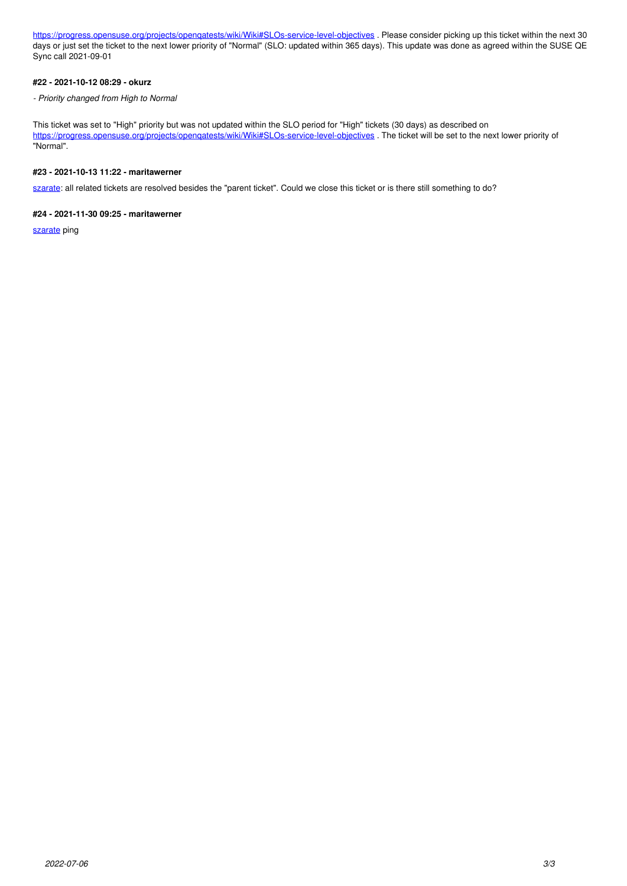https://progress.opensuse.org/projects/openqatests/wiki/Wiki#SLOs-service-level-objectives . Please consider picking up this ticket within the next 30 days or just set the ticket to the next lower priority of "Normal" (SLO: updated within 365 days). This update was done as agreed within the SUSE QE Sync call 2021-09-01

#### #22 - 2021-10-12 08:29 - okurz

*- Priority changed from High to Normal*

This ticket was set to "High" priority but was not updated within the SLO period for "High" tickets (30 days) as described on https://progress.opensuse.org/projects/openqatests/wiki/Wiki#SLOs-service-level-objectives . The ticket will be set to the next lower priority of "Normal".

#### #23 - 2021-10-13 11:22 - maritawerner

szarate: all related tickets are resolved besides the "parent ticket". Could we close this ticket or is there still something to do?

#### #24 - 2021-11-30 09:25 - maritawerner

szarate ping